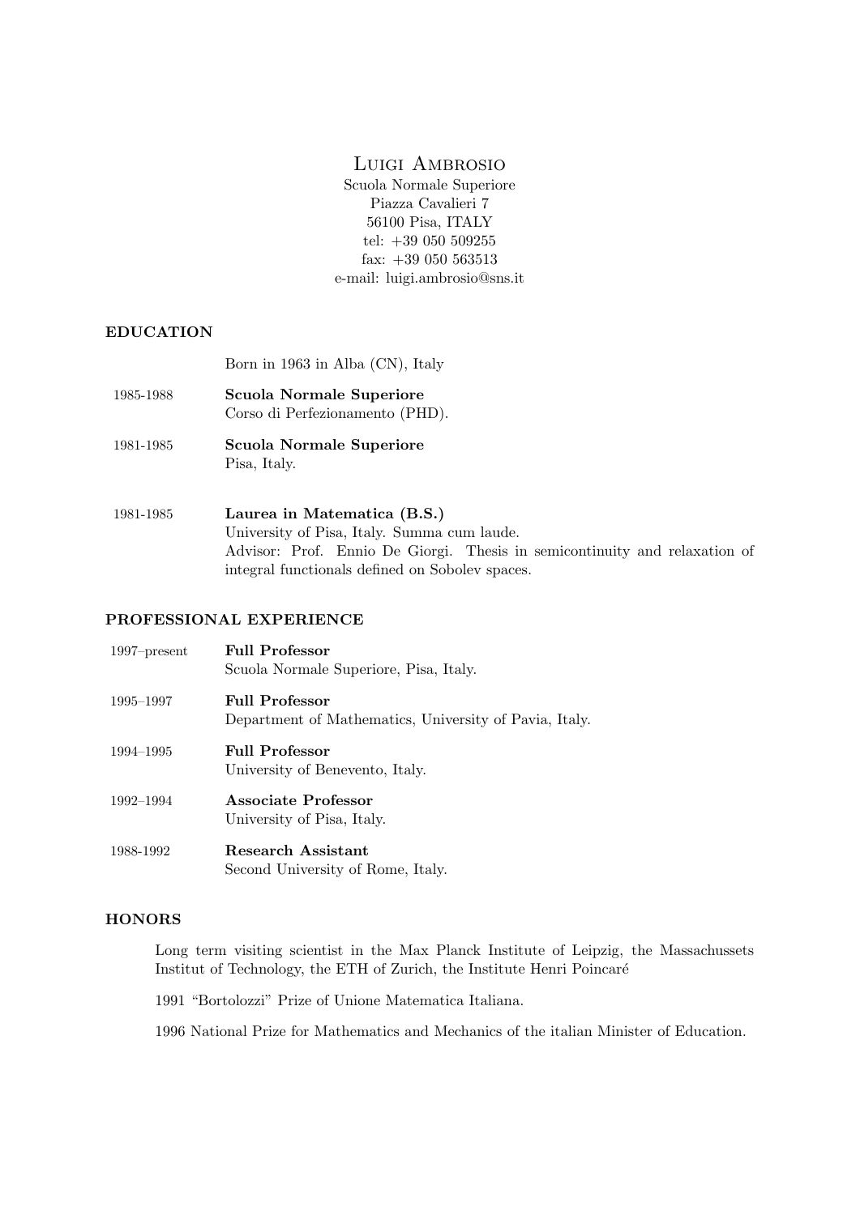# Luigi Ambrosio

Scuola Normale Superiore
Piazza Cavalieri 7
56100 Pisa, ITALY
tel: +39 050 509255
fax: +39 050 563513
e-mail: luigi.ambrosio@sns.it

## EDUCATION

Born in 1963 in Alba (CN), Italy

1985-1988 **Scuola Normale Superiore**
Corso di Perfezionamento (PHD).

1981-1985 **Scuola Normale Superiore**
Pisa, Italy.

1981-1985 **Laurea in Matematica (B.S.)**
University of Pisa, Italy. Summa cum laude.
Advisor: Prof. Ennio De Giorgi. Thesis in semicontinuity and relaxation of integral functionals defined on Sobolev spaces.

## PROFESSIONAL EXPERIENCE

1997–present **Full Professor**
Scuola Normale Superiore, Pisa, Italy.

1995–1997 **Full Professor**
Department of Mathematics, University of Pavia, Italy.

1994–1995 **Full Professor**
University of Benevento, Italy.

1992–1994 **Associate Professor**
University of Pisa, Italy.

1988-1992 **Research Assistant**
Second University of Rome, Italy.

## HONORS

Long term visiting scientist in the Max Planck Institute of Leipzig, the Massachussets Institut of Technology, the ETH of Zurich, the Institute Henri Poincaré

1991 "Bortolozzi" Prize of Unione Matematica Italiana.

1996 National Prize for Mathematics and Mechanics of the italian Minister of Education.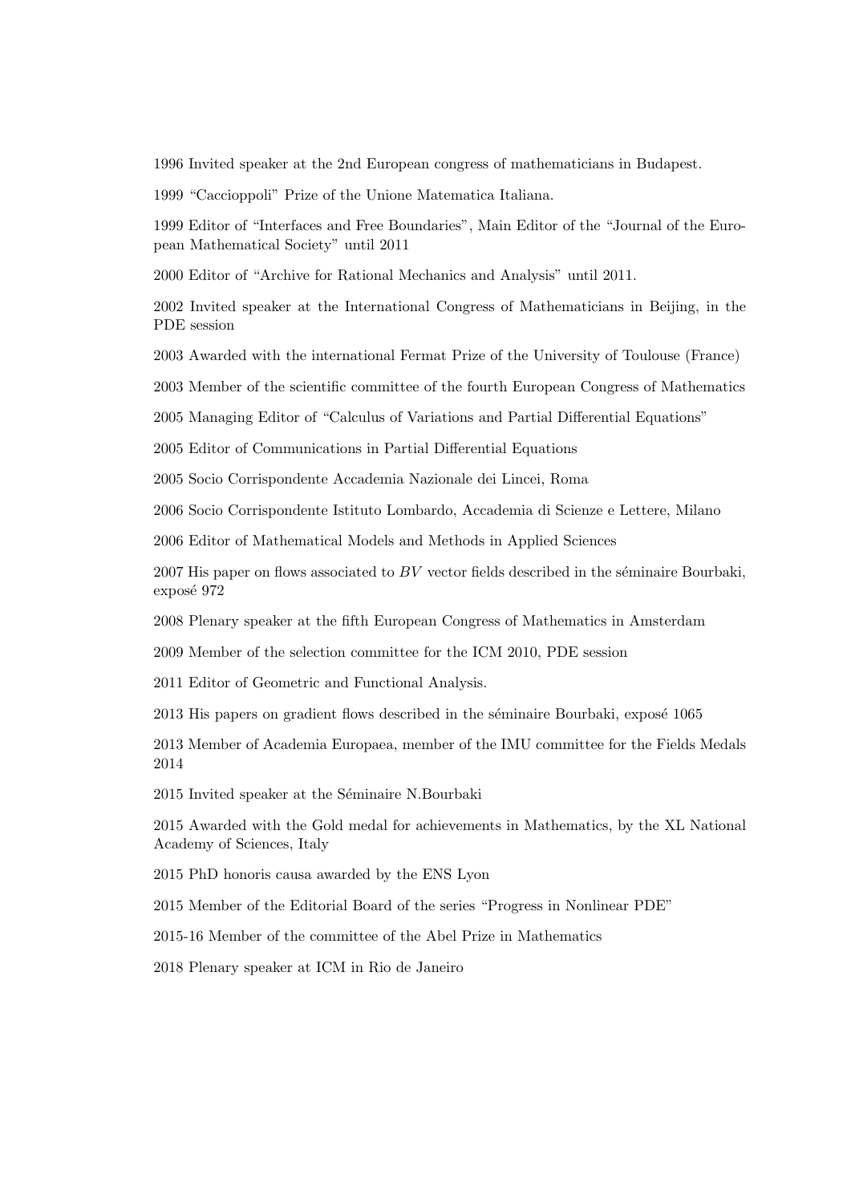1996 Invited speaker at the 2nd European congress of mathematicians in Budapest.

1999 "Caccioppoli" Prize of the Unione Matematica Italiana.

1999 Editor of "Interfaces and Free Boundaries", Main Editor of the "Journal of the European Mathematical Society" until 2011

2000 Editor of "Archive for Rational Mechanics and Analysis" until 2011.

2002 Invited speaker at the International Congress of Mathematicians in Beijing, in the PDE session

2003 Awarded with the international Fermat Prize of the University of Toulouse (France)

2003 Member of the scientific committee of the fourth European Congress of Mathematics

2005 Managing Editor of "Calculus of Variations and Partial Differential Equations"

2005 Editor of Communications in Partial Differential Equations

2005 Socio Corrispondente Accademia Nazionale dei Lincei, Roma

2006 Socio Corrispondente Istituto Lombardo, Accademia di Scienze e Lettere, Milano

2006 Editor of Mathematical Models and Methods in Applied Sciences

2007 His paper on flows associated to $BV$ vector fields described in the séminaire Bourbaki, exposé 972

2008 Plenary speaker at the fifth European Congress of Mathematics in Amsterdam

2009 Member of the selection committee for the ICM 2010, PDE session

2011 Editor of Geometric and Functional Analysis.

2013 His papers on gradient flows described in the séminaire Bourbaki, exposé 1065

2013 Member of Academia Europaea, member of the IMU committee for the Fields Medals 2014

2015 Invited speaker at the Séminaire N.Bourbaki

2015 Awarded with the Gold medal for achievements in Mathematics, by the XL National Academy of Sciences, Italy

2015 PhD honoris causa awarded by the ENS Lyon

2015 Member of the Editorial Board of the series "Progress in Nonlinear PDE"

2015-16 Member of the committee of the Abel Prize in Mathematics

2018 Plenary speaker at ICM in Rio de Janeiro